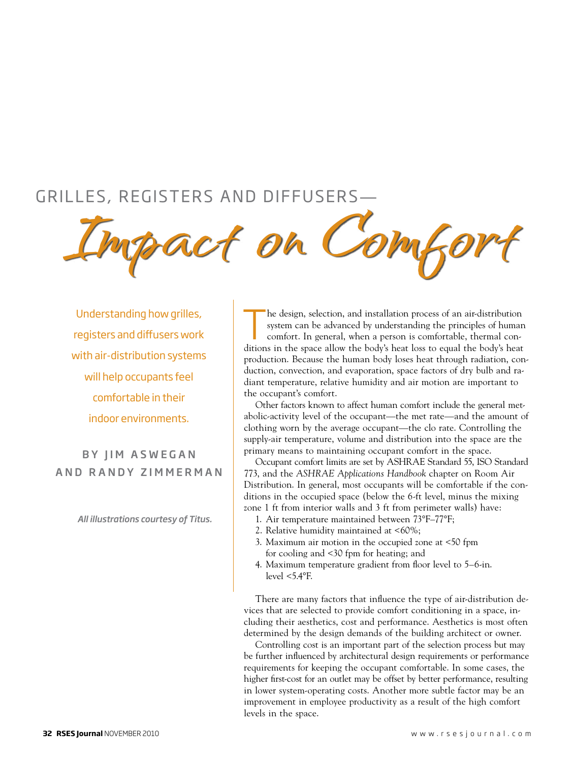# GRILLES, REGISTERS AND DIFFUSERS—Impact on Comfort

Understanding how grilles, registers and diffusers work with air-distribution systems will help occupants feel comfortable in their indoor environments.

BY JIM ASWEGAN AND RANDY ZIMMERMAN

*All illustrations courtesy of Titus.*

The design, selection, and installation process of an air-distribution system can be advanced by understanding the principles of human comfort. In general, when a person is comfortable, thermal conditions in the space allow the body's heat loss to equal the body's heat production. Because the human body loses heat through radiation, conduction, convection, and evaporation, space factors of dry bulb and radiant temperature, relative humidity and air motion are important to the occupant's comfort.

Other factors known to affect human comfort include the general metabolic-activity level of the occupant—the met rate—and the amount of clothing worn by the average occupant—the clo rate. Controlling the supply-air temperature, volume and distribution into the space are the primary means to maintaining occupant comfort in the space.

Occupant comfort limits are set by ASHRAE Standard 55, ISO Standard 773, and the *ASHRAE Applications Handbook* chapter on Room Air Distribution. In general, most occupants will be comfortable if the conditions in the occupied space (below the 6-ft level, minus the mixing zone 1 ft from interior walls and 3 ft from perimeter walls) have:

1. Air temperature maintained between 73°F–77°F;
2. Relative humidity maintained at <60%;
3. Maximum air motion in the occupied zone at <50 fpm for cooling and <30 fpm for heating; and
4. Maximum temperature gradient from floor level to 5–6-in. level <5.4°F.

There are many factors that influence the type of air-distribution devices that are selected to provide comfort conditioning in a space, including their aesthetics, cost and performance. Aesthetics is most often determined by the design demands of the building architect or owner.

Controlling cost is an important part of the selection process but may be further influenced by architectural design requirements or performance requirements for keeping the occupant comfortable. In some cases, the higher first-cost for an outlet may be offset by better performance, resulting in lower system-operating costs. Another more subtle factor may be an improvement in employee productivity as a result of the high comfort levels in the space.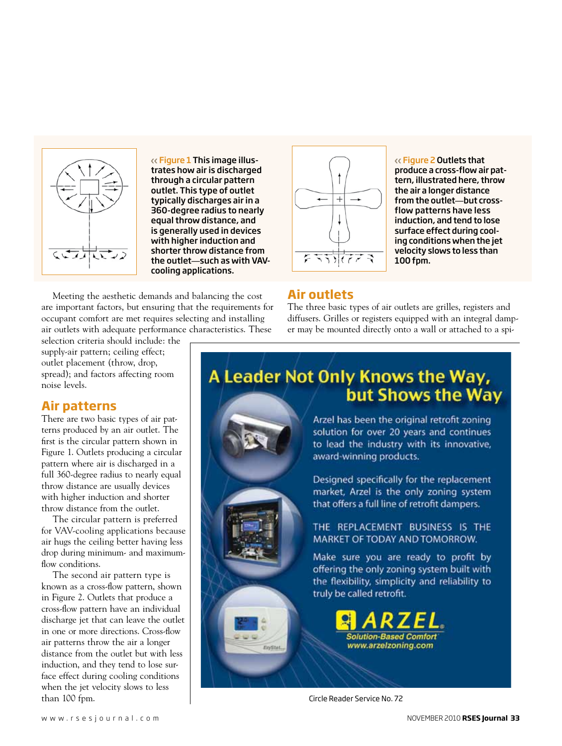« Figure 1 This image illustrates how air is discharged through a circular pattern outlet. This type of outlet typically discharges air in a 360-degree radius to nearly equal throw distance, and is generally used in devices with higher induction and shorter throw distance from the outlet—such as with VAV-cooling applications.

« Figure 2 Outlets that produce a cross-flow air pattern, illustrated here, throw the air a longer distance from the outlet—but cross-flow patterns have less induction, and tend to lose surface effect during cooling conditions when the jet velocity slows to less than 100 fpm.

Meeting the aesthetic demands and balancing the cost are important factors, but ensuring that the requirements for occupant comfort are met requires selecting and installing air outlets with adequate performance characteristics. These selection criteria should include: the supply-air pattern; ceiling effect; outlet placement (throw, drop, spread); and factors affecting room noise levels.

## Air patterns

There are two basic types of air patterns produced by an air outlet. The first is the circular pattern shown in Figure 1. Outlets producing a circular pattern where air is discharged in a full 360-degree radius to nearly equal throw distance are usually devices with higher induction and shorter throw distance from the outlet.

The circular pattern is preferred for VAV-cooling applications because air hugs the ceiling better having less drop during minimum- and maximum-flow conditions.

The second air pattern type is known as a cross-flow pattern, shown in Figure 2. Outlets that produce a cross-flow pattern have an individual discharge jet that can leave the outlet in one or more directions. Cross-flow air patterns throw the air a longer distance from the outlet but with less induction, and they tend to lose surface effect during cooling conditions when the jet velocity slows to less than 100 fpm.

## Air outlets

The three basic types of air outlets are grilles, registers and diffusers. Grilles or registers equipped with an integral damper may be mounted directly onto a wall or attached to a spi-

# A Leader Not Only Knows the Way, but Shows the Way

Arzel has been the original retrofit zoning solution for over 20 years and continues to lead the industry with its innovative, award-winning products.

Designed specifically for the replacement market, Arzel is the only zoning system that offers a full line of retrofit dampers.

THE REPLACEMENT BUSINESS IS THE MARKET OF TODAY AND TOMORROW.

Make sure you are ready to profit by offering the only zoning system built with the flexibility, simplicity and reliability to truly be called retrofit.

ARZEL
Solution-Based Comfort
www.arzelzoning.com

Circle Reader Service No. 72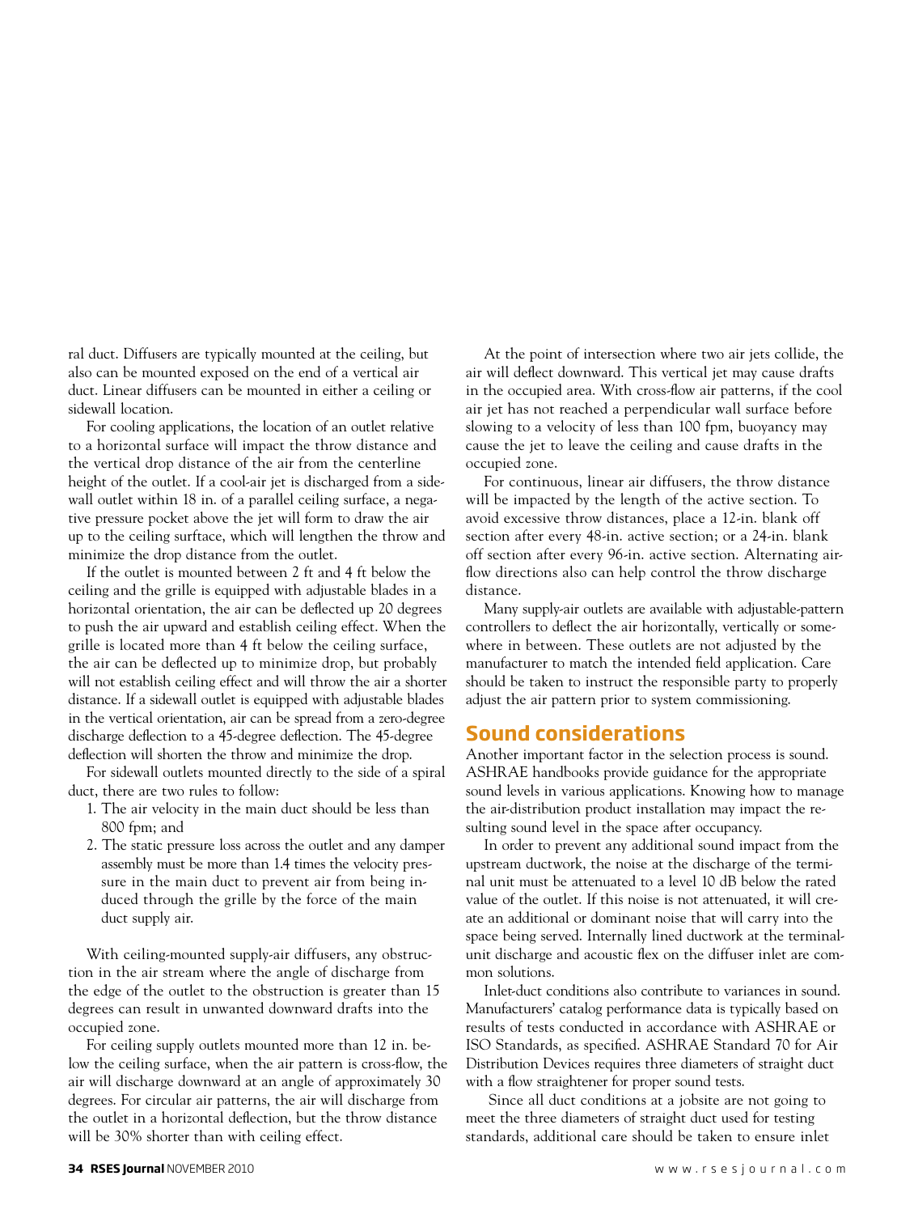ral duct. Diffusers are typically mounted at the ceiling, but also can be mounted exposed on the end of a vertical air duct. Linear diffusers can be mounted in either a ceiling or sidewall location.

For cooling applications, the location of an outlet relative to a horizontal surface will impact the throw distance and the vertical drop distance of the air from the centerline height of the outlet. If a cool-air jet is discharged from a sidewall outlet within 18 in. of a parallel ceiling surface, a negative pressure pocket above the jet will form to draw the air up to the ceiling surftace, which will lengthen the throw and minimize the drop distance from the outlet.

If the outlet is mounted between 2 ft and 4 ft below the ceiling and the grille is equipped with adjustable blades in a horizontal orientation, the air can be deflected up 20 degrees to push the air upward and establish ceiling effect. When the grille is located more than 4 ft below the ceiling surface, the air can be deflected up to minimize drop, but probably will not establish ceiling effect and will throw the air a shorter distance. If a sidewall outlet is equipped with adjustable blades in the vertical orientation, air can be spread from a zero-degree discharge deflection to a 45-degree deflection. The 45-degree deflection will shorten the throw and minimize the drop.

For sidewall outlets mounted directly to the side of a spiral duct, there are two rules to follow:

1. The air velocity in the main duct should be less than 800 fpm; and
2. The static pressure loss across the outlet and any damper assembly must be more than 1.4 times the velocity pressure in the main duct to prevent air from being induced through the grille by the force of the main duct supply air.

With ceiling-mounted supply-air diffusers, any obstruction in the air stream where the angle of discharge from the edge of the outlet to the obstruction is greater than 15 degrees can result in unwanted downward drafts into the occupied zone.

For ceiling supply outlets mounted more than 12 in. below the ceiling surface, when the air pattern is cross-flow, the air will discharge downward at an angle of approximately 30 degrees. For circular air patterns, the air will discharge from the outlet in a horizontal deflection, but the throw distance will be 30% shorter than with ceiling effect.

At the point of intersection where two air jets collide, the air will deflect downward. This vertical jet may cause drafts in the occupied area. With cross-flow air patterns, if the cool air jet has not reached a perpendicular wall surface before slowing to a velocity of less than 100 fpm, buoyancy may cause the jet to leave the ceiling and cause drafts in the occupied zone.

For continuous, linear air diffusers, the throw distance will be impacted by the length of the active section. To avoid excessive throw distances, place a 12-in. blank off section after every 48-in. active section; or a 24-in. blank off section after every 96-in. active section. Alternating airflow directions also can help control the throw discharge distance.

Many supply-air outlets are available with adjustable-pattern controllers to deflect the air horizontally, vertically or somewhere in between. These outlets are not adjusted by the manufacturer to match the intended field application. Care should be taken to instruct the responsible party to properly adjust the air pattern prior to system commissioning.

## Sound considerations

Another important factor in the selection process is sound. ASHRAE handbooks provide guidance for the appropriate sound levels in various applications. Knowing how to manage the air-distribution product installation may impact the resulting sound level in the space after occupancy.

In order to prevent any additional sound impact from the upstream ductwork, the noise at the discharge of the terminal unit must be attenuated to a level 10 dB below the rated value of the outlet. If this noise is not attenuated, it will create an additional or dominant noise that will carry into the space being served. Internally lined ductwork at the terminal-unit discharge and acoustic flex on the diffuser inlet are common solutions.

Inlet-duct conditions also contribute to variances in sound. Manufacturers' catalog performance data is typically based on results of tests conducted in accordance with ASHRAE or ISO Standards, as specified. ASHRAE Standard 70 for Air Distribution Devices requires three diameters of straight duct with a flow straightener for proper sound tests.

Since all duct conditions at a jobsite are not going to meet the three diameters of straight duct used for testing standards, additional care should be taken to ensure inlet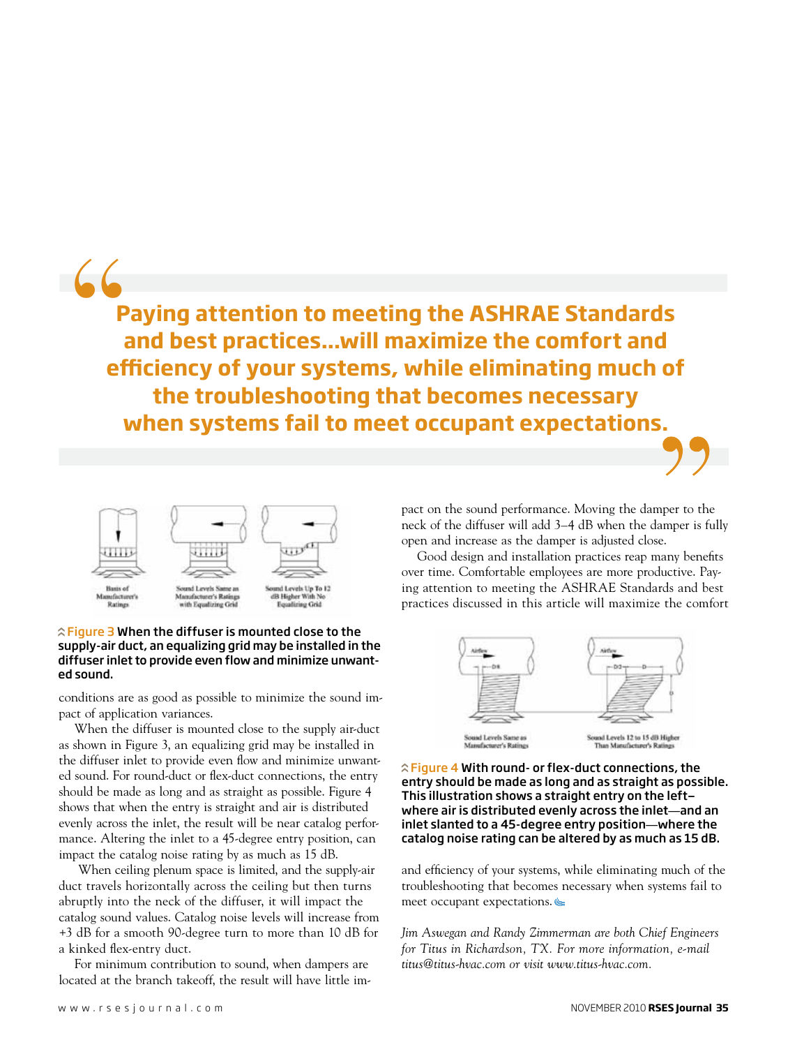> **"Paying attention to meeting the ASHRAE Standards and best practices...will maximize the comfort and efficiency of your systems, while eliminating much of the troubleshooting that becomes necessary when systems fail to meet occupant expectations."**

Basis of Manufacturer's Ratings

Sound Levels Same as Manufacturer's Ratings with Equalizing Grid

Sound Levels Up To 12 dB Higher With No Equalizing Grid

**Figure 3** **When the diffuser is mounted close to the supply-air duct, an equalizing grid may be installed in the diffuser inlet to provide even flow and minimize unwanted sound.**

conditions are as good as possible to minimize the sound impact of application variances.

When the diffuser is mounted close to the supply air-duct as shown in Figure 3, an equalizing grid may be installed in the diffuser inlet to provide even flow and minimize unwanted sound. For round-duct or flex-duct connections, the entry should be made as long and as straight as possible. Figure 4 shows that when the entry is straight and air is distributed evenly across the inlet, the result will be near catalog performance. Altering the inlet to a 45-degree entry position, can impact the catalog noise rating by as much as 15 dB.

When ceiling plenum space is limited, and the supply-air duct travels horizontally across the ceiling but then turns abruptly into the neck of the diffuser, it will impact the catalog sound values. Catalog noise levels will increase from +3 dB for a smooth 90-degree turn to more than 10 dB for a kinked flex-entry duct.

For minimum contribution to sound, when dampers are located at the branch takeoff, the result will have little impact on the sound performance. Moving the damper to the neck of the diffuser will add 3–4 dB when the damper is fully open and increase as the damper is adjusted close.

Good design and installation practices reap many benefits over time. Comfortable employees are more productive. Paying attention to meeting the ASHRAE Standards and best practices discussed in this article will maximize the comfort and efficiency of your systems, while eliminating much of the troubleshooting that becomes necessary when systems fail to meet occupant expectations.

Airflow

Sound Levels Same as Manufacturer's Ratings

Sound Levels 12 to 15 dB Higher Than Manufacturer's Ratings

**Figure 4** **With round- or flex-duct connections, the entry should be made as long and as straight as possible. This illustration shows a straight entry on the left—where air is distributed evenly across the inlet—and an inlet slanted to a 45-degree entry position—where the catalog noise rating can be altered by as much as 15 dB.**

*Jim Aswegan and Randy Zimmerman are both Chief Engineers for Titus in Richardson, TX. For more information, e-mail titus@titus-hvac.com or visit www.titus-hvac.com.*